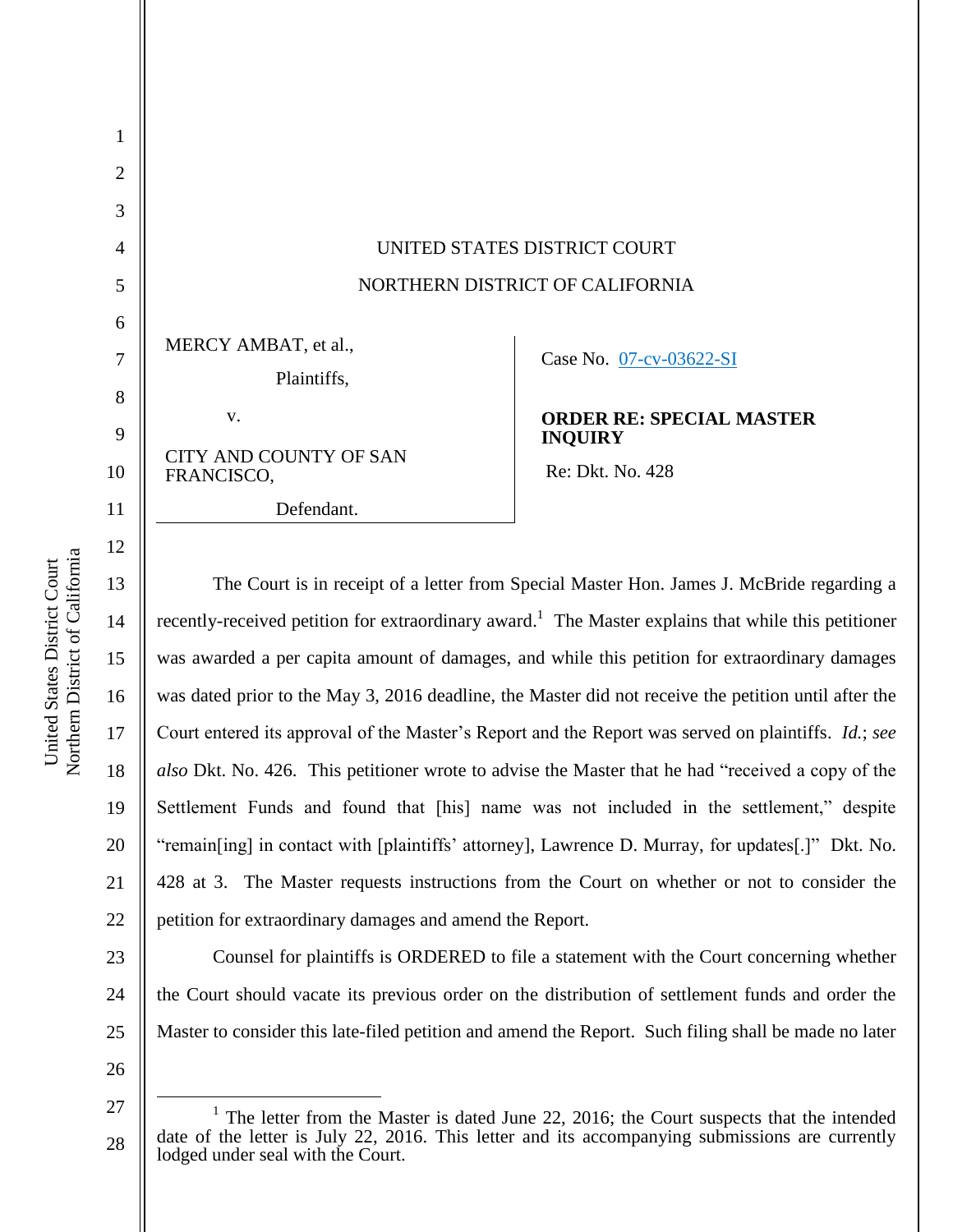UNITED STATES DISTRICT COURT

NORTHERN DISTRICT OF CALIFORNIA

| | |
|---|---|
| MERCY AMBAT, et al., Plaintiffs, v. CITY AND COUNTY OF SAN FRANCISCO, Defendant. | Case No. 07-cv-03622-SI **ORDER RE: SPECIAL MASTER INQUIRY** Re: Dkt. No. 428 |

The Court is in receipt of a letter from Special Master Hon. James J. McBride regarding a recently-received petition for extraordinary award.[1] The Master explains that while this petitioner was awarded a per capita amount of damages, and while this petition for extraordinary damages was dated prior to the May 3, 2016 deadline, the Master did not receive the petition until after the Court entered its approval of the Master's Report and the Report was served on plaintiffs. *Id.*; *see also* Dkt. No. 426. This petitioner wrote to advise the Master that he had "received a copy of the Settlement Funds and found that [his] name was not included in the settlement," despite "remain[ing] in contact with [plaintiffs' attorney], Lawrence D. Murray, for updates[.]" Dkt. No. 428 at 3. The Master requests instructions from the Court on whether or not to consider the petition for extraordinary damages and amend the Report.

Counsel for plaintiffs is ORDERED to file a statement with the Court concerning whether the Court should vacate its previous order on the distribution of settlement funds and order the Master to consider this late-filed petition and amend the Report. Such filing shall be made no later

[1] The letter from the Master is dated June 22, 2016; the Court suspects that the intended date of the letter is July 22, 2016. This letter and its accompanying submissions are currently lodged under seal with the Court.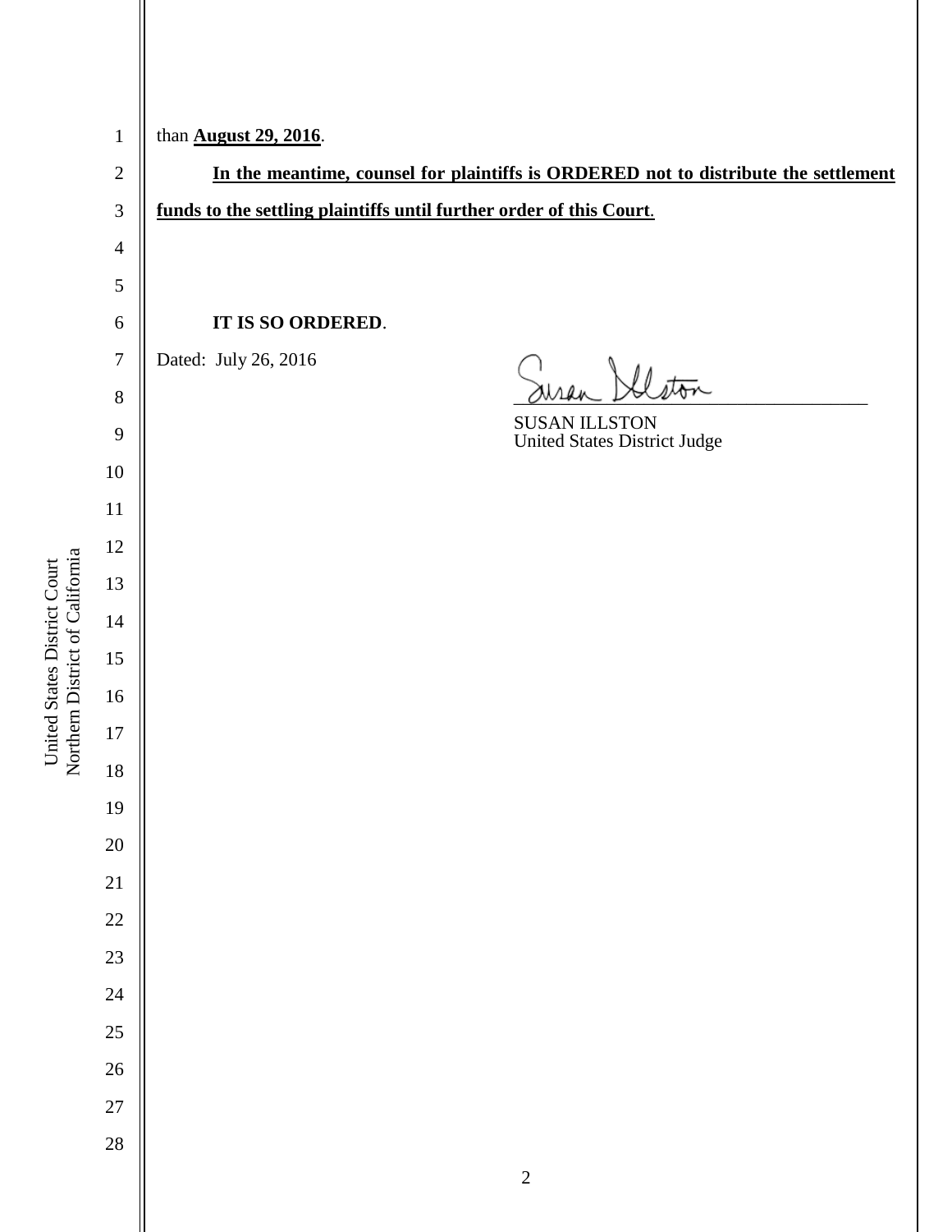than **August 29, 2016**.

**In the meantime, counsel for plaintiffs is ORDERED not to distribute the settlement funds to the settling plaintiffs until further order of this Court**.

**IT IS SO ORDERED**.

Dated: July 26, 2016

SUSAN ILLSTON
United States District Judge